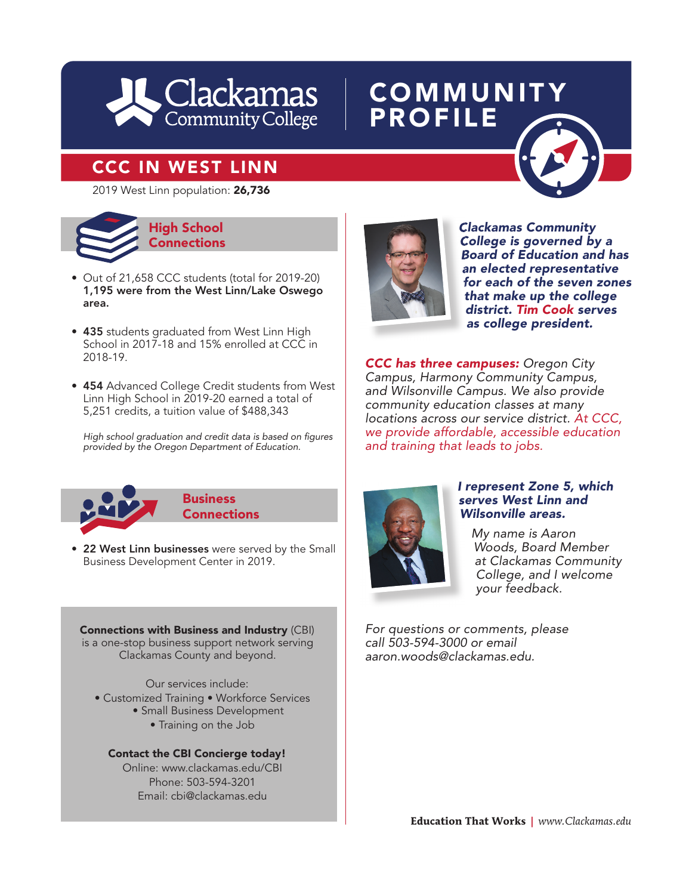# Clackamas Community College

# COMMUNITY PROFILE

## CCC IN WEST LINN

2019 West Linn population: **26,736**

### High School Connections

- Out of 21,658 CCC students (total for 2019-20) **1,195 were from the West Linn/Lake Oswego area.**
- **435** students graduated from West Linn High School in 2017-18 and 15% enrolled at CCC in 2018-19.
- **454** Advanced College Credit students from West Linn High School in 2019-20 earned a total of 5,251 credits, a tuition value of $488,343

*High school graduation and credit data is based on figures provided by the Oregon Department of Education.*

### Business Connections

- **22 West Linn businesses** were served by the Small Business Development Center in 2019.

**Connections with Business and Industry** (CBI) is a one-stop business support network serving Clackamas County and beyond.

Our services include:
- Customized Training
- Workforce Services
- Small Business Development
- Training on the Job

**Contact the CBI Concierge today!**
Online: www.clackamas.edu/CBI
Phone: 503-594-3201
Email: cbi@clackamas.edu

***Clackamas Community College is governed by a Board of Education and has an elected representative for each of the seven zones that make up the college district. Tim Cook serves as college president.***

***CCC has three campuses:*** *Oregon City Campus, Harmony Community Campus, and Wilsonville Campus. We also provide community education classes at many locations across our service district. At CCC, we provide affordable, accessible education and training that leads to jobs.*

***I represent Zone 5, which serves West Linn and Wilsonville areas.***

*My name is Aaron Woods, Board Member at Clackamas Community College, and I welcome your feedback.*

*For questions or comments, please call 503-594-3000 or email aaron.woods@clackamas.edu.*

**Education That Works** | *www.Clackamas.edu*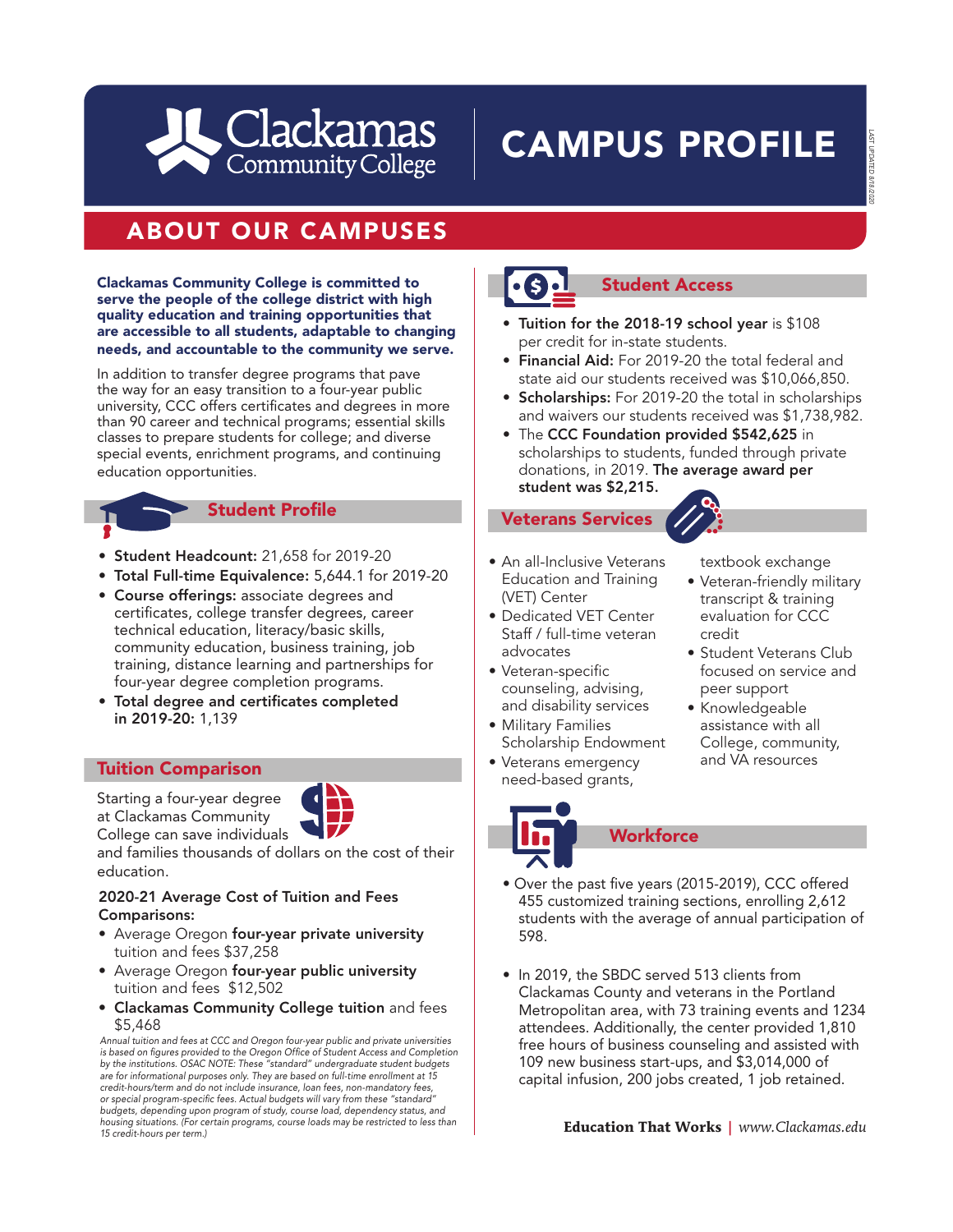# Clackamas Community College

# CAMPUS PROFILE

LAST UPDATED 8/18/2020

## ABOUT OUR CAMPUSES

**Clackamas Community College is committed to serve the people of the college district with high quality education and training opportunities that are accessible to all students, adaptable to changing needs, and accountable to the community we serve.**

In addition to transfer degree programs that pave the way for an easy transition to a four-year public university, CCC offers certificates and degrees in more than 90 career and technical programs; essential skills classes to prepare students for college; and diverse special events, enrichment programs, and continuing education opportunities.

### Student Profile

- **Student Headcount:** 21,658 for 2019-20
- **Total Full-time Equivalence:** 5,644.1 for 2019-20
- **Course offerings:** associate degrees and certificates, college transfer degrees, career technical education, literacy/basic skills, community education, business training, job training, distance learning and partnerships for four-year degree completion programs.
- **Total degree and certificates completed in 2019-20:** 1,139

### Tuition Comparison

Starting a four-year degree at Clackamas Community College can save individuals and families thousands of dollars on the cost of their education.

**2020-21 Average Cost of Tuition and Fees Comparisons:**

- Average Oregon **four-year private university** tuition and fees $37,258
- Average Oregon **four-year public university** tuition and fees $12,502
- **Clackamas Community College tuition** and fees $5,468

*Annual tuition and fees at CCC and Oregon four-year public and private universities is based on figures provided to the Oregon Office of Student Access and Completion by the institutions. OSAC NOTE: These "standard" undergraduate student budgets are for informational purposes only. They are based on full-time enrollment at 15 credit-hours/term and do not include insurance, loan fees, non-mandatory fees, or special program-specific fees. Actual budgets will vary from these "standard" budgets, depending upon program of study, course load, dependency status, and housing situations. (For certain programs, course loads may be restricted to less than 15 credit-hours per term.)*

### Student Access

- **Tuition for the 2018-19 school year** is $108 per credit for in-state students.
- **Financial Aid:** For 2019-20 the total federal and state aid our students received was $10,066,850.
- **Scholarships:** For 2019-20 the total in scholarships and waivers our students received was $1,738,982.
- The **CCC Foundation provided $542,625** in scholarships to students, funded through private donations, in 2019. **The average award per student was $2,215.**

### Veterans Services

- An all-Inclusive Veterans Education and Training (VET) Center
- Dedicated VET Center Staff / full-time veteran advocates
- Veteran-specific counseling, advising, and disability services
- Military Families Scholarship Endowment
- Veterans emergency need-based grants, textbook exchange
- Veteran-friendly military transcript & training evaluation for CCC credit
- Student Veterans Club focused on service and peer support
- Knowledgeable assistance with all College, community, and VA resources

### Workforce

- Over the past five years (2015-2019), CCC offered 455 customized training sections, enrolling 2,612 students with the average of annual participation of 598.
- In 2019, the SBDC served 513 clients from Clackamas County and veterans in the Portland Metropolitan area, with 73 training events and 1234 attendees. Additionally, the center provided 1,810 free hours of business counseling and assisted with 109 new business start-ups, and $3,014,000 of capital infusion, 200 jobs created, 1 job retained.

**Education That Works** | *www.Clackamas.edu*